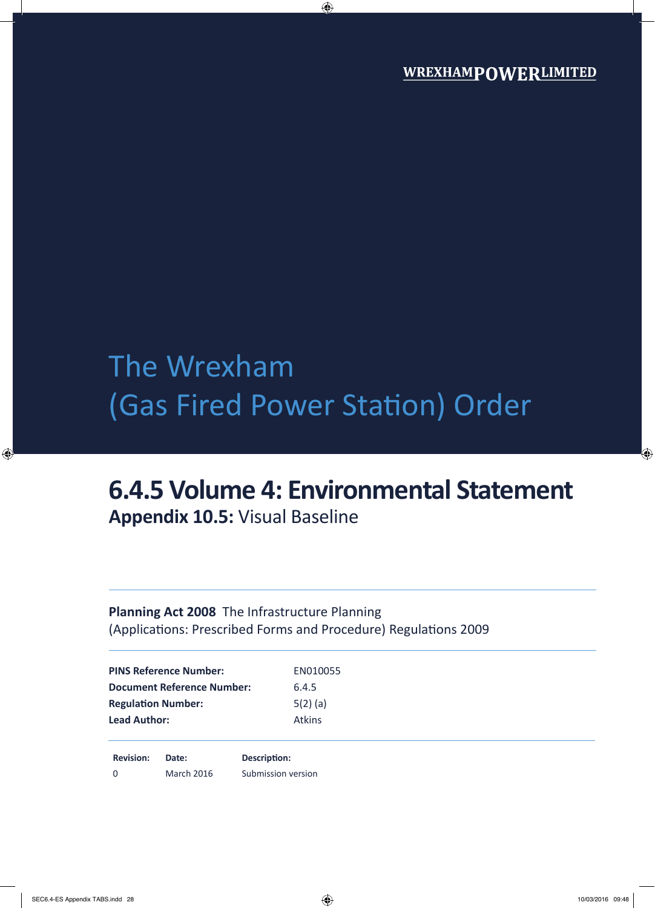WREXHAMPOWERLIMITED

# The Wrexham (Gas Fired Power Station) Order

## 6.4.5 Volume 4: Environmental Statement

**Appendix 10.5:** Visual Baseline

**Planning Act 2008** The Infrastructure Planning (Applications: Prescribed Forms and Procedure) Regulations 2009

| | |
|---|---|
| **PINS Reference Number:** | EN010055 |
| **Document Reference Number:** | 6.4.5 |
| **Regulation Number:** | 5(2) (a) |
| **Lead Author:** | Atkins |

| **Revision:** | **Date:** | **Description:** |
|---|---|---|
| 0 | March 2016 | Submission version |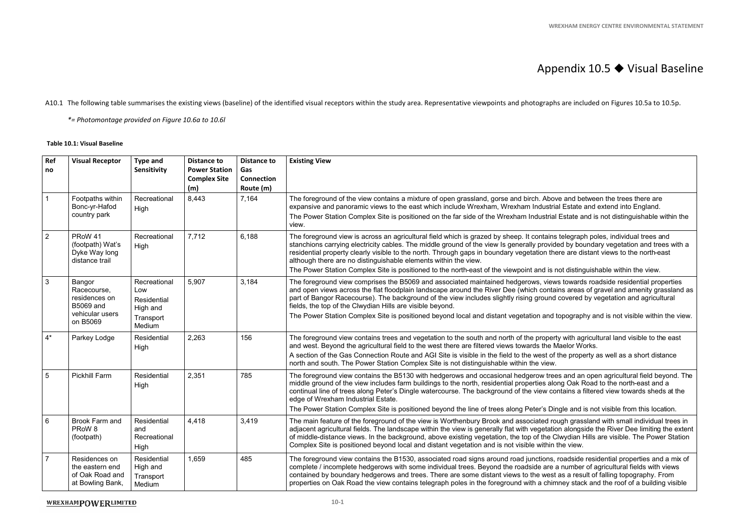# Appendix 10.5 ◆ Visual Baseline

A10.1 The following table summarises the existing views (baseline) of the identified visual receptors within the study area. Representative viewpoints and photographs are included on Figures 10.5a to 10.5p.

*\*= Photomontage provided on Figure 10.6a to 10.6l*

**Table 10.1: Visual Baseline**

| Ref no | Visual Receptor | Type and Sensitivity | Distance to Power Station Complex Site (m) | Distance to Gas Connection Route (m) | Existing View |
|---|---|---|---|---|---|
| 1 | Footpaths within Bonc-yr-Hafod country park | Recreational High | 8,443 | 7,164 | The foreground of the view contains a mixture of open grassland, gorse and birch. Above and between the trees there are expansive and panoramic views to the east which include Wrexham, Wrexham Industrial Estate and extend into England.<br>The Power Station Complex Site is positioned on the far side of the Wrexham Industrial Estate and is not distinguishable within the view. |
| 2 | PRoW 41 (footpath) Wat's Dyke Way long distance trail | Recreational High | 7,712 | 6,188 | The foreground view is across an agricultural field which is grazed by sheep. It contains telegraph poles, individual trees and stanchions carrying electricity cables. The middle ground of the view Is generally provided by boundary vegetation and trees with a residential property clearly visible to the north. Through gaps in boundary vegetation there are distant views to the north-east although there are no distinguishable elements within the view.<br>The Power Station Complex Site is positioned to the north-east of the viewpoint and is not distinguishable within the view. |
| 3 | Bangor Racecourse, residences on B5069 and vehicular users on B5069 | Recreational Low<br>Residential High and<br>Transport Medium | 5,907 | 3,184 | The foreground view comprises the B5069 and associated maintained hedgerows, views towards roadside residential properties and open views across the flat floodplain landscape around the River Dee (which contains areas of gravel and amenity grassland as part of Bangor Racecourse). The background of the view includes slightly rising ground covered by vegetation and agricultural fields, the top of the Clwydian Hills are visible beyond.<br>The Power Station Complex Site is positioned beyond local and distant vegetation and topography and is not visible within the view. |
| 4* | Parkey Lodge | Residential High | 2,263 | 156 | The foreground view contains trees and vegetation to the south and north of the property with agricultural land visible to the east and west. Beyond the agricultural field to the west there are filtered views towards the Maelor Works.<br>A section of the Gas Connection Route and AGI Site is visible in the field to the west of the property as well as a short distance north and south. The Power Station Complex Site is not distinguishable within the view. |
| 5 | Pickhill Farm | Residential High | 2,351 | 785 | The foreground view contains the B5130 with hedgerows and occasional hedgerow trees and an open agricultural field beyond. The middle ground of the view includes farm buildings to the north, residential properties along Oak Road to the north-east and a continual line of trees along Peter's Dingle watercourse. The background of the view contains a filtered view towards sheds at the edge of Wrexham Industrial Estate.<br>The Power Station Complex Site is positioned beyond the line of trees along Peter's Dingle and is not visible from this location. |
| 6 | Brook Farm and PRoW 8 (footpath) | Residential and Recreational High | 4,418 | 3,419 | The main feature of the foreground of the view is Worthenbury Brook and associated rough grassland with small individual trees in adjacent agricultural fields. The landscape within the view is generally flat with vegetation alongside the River Dee limiting the extent of middle-distance views. In the background, above existing vegetation, the top of the Clwydian Hills are visible. The Power Station Complex Site is positioned beyond local and distant vegetation and is not visible within the view. |
| 7 | Residences on the eastern end of Oak Road and at Bowling Bank, | Residential High and Transport Medium | 1,659 | 485 | The foreground view contains the B1530, associated road signs around road junctions, roadside residential properties and a mix of complete / incomplete hedgerows with some individual trees. Beyond the roadside are a number of agricultural fields with views contained by boundary hedgerows and trees. There are some distant views to the west as a result of falling topography. From properties on Oak Road the view contains telegraph poles in the foreground with a chimney stack and the roof of a building visible |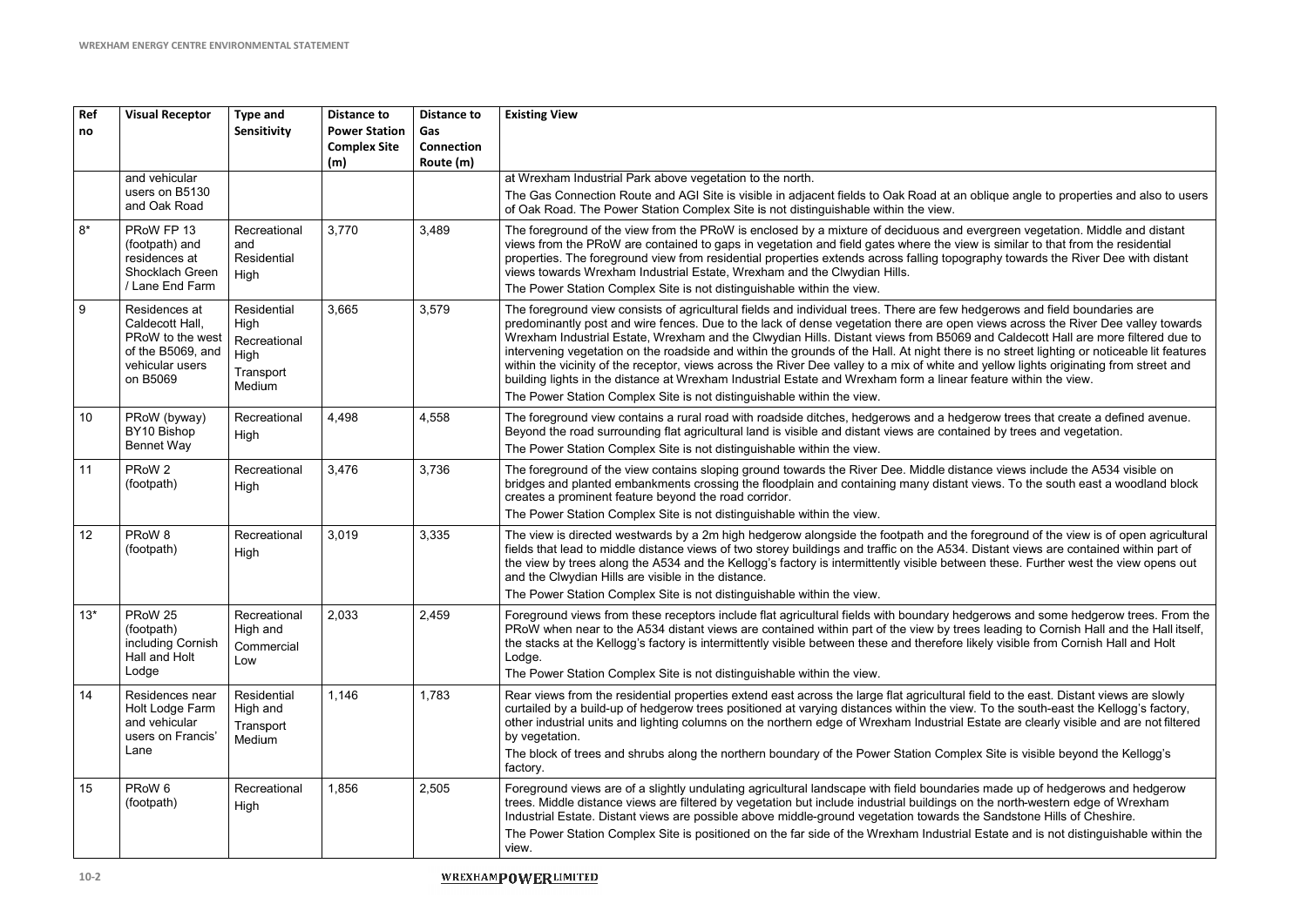| Ref no | Visual Receptor | Type and Sensitivity | Distance to Power Station Complex Site (m) | Distance to Gas Connection Route (m) | Existing View |
|---|---|---|---|---|---|
| | and vehicular users on B5130 and Oak Road | | | | at Wrexham Industrial Park above vegetation to the north.<br>The Gas Connection Route and AGI Site is visible in adjacent fields to Oak Road at an oblique angle to properties and also to users of Oak Road. The Power Station Complex Site is not distinguishable within the view. |
| 8* | PRoW FP 13 (footpath) and residences at Shocklach Green / Lane End Farm | Recreational and Residential High | 3,770 | 3,489 | The foreground of the view from the PRoW is enclosed by a mixture of deciduous and evergreen vegetation. Middle and distant views from the PRoW are contained to gaps in vegetation and field gates where the view is similar to that from the residential properties. The foreground view from residential properties extends across falling topography towards the River Dee with distant views towards Wrexham Industrial Estate, Wrexham and the Clwydian Hills.<br>The Power Station Complex Site is not distinguishable within the view. |
| 9 | Residences at Caldecott Hall, PRoW to the west of the B5069, and vehicular users on B5069 | Residential High<br>Recreational High<br>Transport Medium | 3,665 | 3,579 | The foreground view consists of agricultural fields and individual trees. There are few hedgerows and field boundaries are predominantly post and wire fences. Due to the lack of dense vegetation there are open views across the River Dee valley towards Wrexham Industrial Estate, Wrexham and the Clwydian Hills. Distant views from B5069 and Caldecott Hall are more filtered due to intervening vegetation on the roadside and within the grounds of the Hall. At night there is no street lighting or noticeable lit features within the vicinity of the receptor, views across the River Dee valley to a mix of white and yellow lights originating from street and building lights in the distance at Wrexham Industrial Estate and Wrexham form a linear feature within the view.<br>The Power Station Complex Site is not distinguishable within the view. |
| 10 | PRoW (byway) BY10 Bishop Bennet Way | Recreational High | 4,498 | 4,558 | The foreground view contains a rural road with roadside ditches, hedgerows and a hedgerow trees that create a defined avenue. Beyond the road surrounding flat agricultural land is visible and distant views are contained by trees and vegetation.<br>The Power Station Complex Site is not distinguishable within the view. |
| 11 | PRoW 2 (footpath) | Recreational High | 3,476 | 3,736 | The foreground of the view contains sloping ground towards the River Dee. Middle distance views include the A534 visible on bridges and planted embankments crossing the floodplain and containing many distant views. To the south east a woodland block creates a prominent feature beyond the road corridor.<br>The Power Station Complex Site is not distinguishable within the view. |
| 12 | PRoW 8 (footpath) | Recreational High | 3,019 | 3,335 | The view is directed westwards by a 2m high hedgerow alongside the footpath and the foreground of the view is of open agricultural fields that lead to middle distance views of two storey buildings and traffic on the A534. Distant views are contained within part of the view by trees along the A534 and the Kellogg's factory is intermittently visible between these. Further west the view opens out and the Clwydian Hills are visible in the distance.<br>The Power Station Complex Site is not distinguishable within the view. |
| 13* | PRoW 25 (footpath) including Cornish Hall and Holt Lodge | Recreational High and Commercial Low | 2,033 | 2,459 | Foreground views from these receptors include flat agricultural fields with boundary hedgerows and some hedgerow trees. From the PRoW when near to the A534 distant views are contained within part of the view by trees leading to Cornish Hall and the Hall itself, the stacks at the Kellogg's factory is intermittently visible between these and therefore likely visible from Cornish Hall and Holt Lodge.<br>The Power Station Complex Site is not distinguishable within the view. |
| 14 | Residences near Holt Lodge Farm and vehicular users on Francis' Lane | Residential High and Transport Medium | 1,146 | 1,783 | Rear views from the residential properties extend east across the large flat agricultural field to the east. Distant views are slowly curtailed by a build-up of hedgerow trees positioned at varying distances within the view. To the south-east the Kellogg's factory, other industrial units and lighting columns on the northern edge of Wrexham Industrial Estate are clearly visible and are not filtered by vegetation.<br>The block of trees and shrubs along the northern boundary of the Power Station Complex Site is visible beyond the Kellogg's factory. |
| 15 | PRoW 6 (footpath) | Recreational High | 1,856 | 2,505 | Foreground views are of a slightly undulating agricultural landscape with field boundaries made up of hedgerows and hedgerow trees. Middle distance views are filtered by vegetation but include industrial buildings on the north-western edge of Wrexham Industrial Estate. Distant views are possible above middle-ground vegetation towards the Sandstone Hills of Cheshire.<br>The Power Station Complex Site is positioned on the far side of the Wrexham Industrial Estate and is not distinguishable within the view. |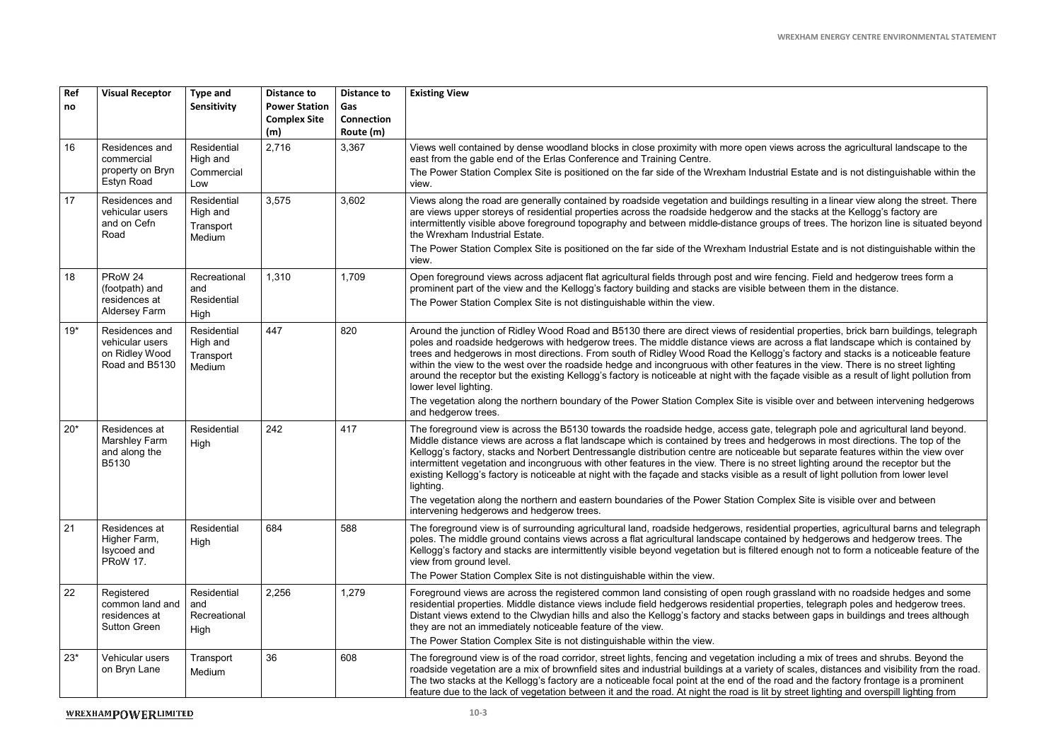| Ref no | Visual Receptor | Type and Sensitivity | Distance to Power Station Complex Site (m) | Distance to Gas Connection Route (m) | Existing View |
|---|---|---|---|---|---|
| 16 | Residences and commercial property on Bryn Estyn Road | Residential High and Commercial Low | 2,716 | 3,367 | Views well contained by dense woodland blocks in close proximity with more open views across the agricultural landscape to the east from the gable end of the Erlas Conference and Training Centre.<br>The Power Station Complex Site is positioned on the far side of the Wrexham Industrial Estate and is not distinguishable within the view. |
| 17 | Residences and vehicular users and on Cefn Road | Residential High and Transport Medium | 3,575 | 3,602 | Views along the road are generally contained by roadside vegetation and buildings resulting in a linear view along the street. There are views upper storeys of residential properties across the roadside hedgerow and the stacks at the Kellogg's factory are intermittently visible above foreground topography and between middle-distance groups of trees. The horizon line is situated beyond the Wrexham Industrial Estate.<br>The Power Station Complex Site is positioned on the far side of the Wrexham Industrial Estate and is not distinguishable within the view. |
| 18 | PRoW 24 (footpath) and residences at Aldersey Farm | Recreational and Residential High | 1,310 | 1,709 | Open foreground views across adjacent flat agricultural fields through post and wire fencing. Field and hedgerow trees form a prominent part of the view and the Kellogg's factory building and stacks are visible between them in the distance.<br>The Power Station Complex Site is not distinguishable within the view. |
| 19* | Residences and vehicular users on Ridley Wood Road and B5130 | Residential High and Transport Medium | 447 | 820 | Around the junction of Ridley Wood Road and B5130 there are direct views of residential properties, brick barn buildings, telegraph poles and roadside hedgerows with hedgerow trees. The middle distance views are across a flat landscape which is contained by trees and hedgerows in most directions. From south of Ridley Wood Road the Kellogg's factory and stacks is a noticeable feature within the view to the west over the roadside hedge and incongruous with other features in the view. There is no street lighting around the receptor but the existing Kellogg's factory is noticeable at night with the façade visible as a result of light pollution from lower level lighting.<br>The vegetation along the northern boundary of the Power Station Complex Site is visible over and between intervening hedgerows and hedgerow trees. |
| 20* | Residences at Marshley Farm and along the B5130 | Residential High | 242 | 417 | The foreground view is across the B5130 towards the roadside hedge, access gate, telegraph pole and agricultural land beyond. Middle distance views are across a flat landscape which is contained by trees and hedgerows in most directions. The top of the Kellogg's factory, stacks and Norbert Dentressangle distribution centre are noticeable but separate features within the view over intermittent vegetation and incongruous with other features in the view. There is no street lighting around the receptor but the existing Kellogg's factory is noticeable at night with the façade and stacks visible as a result of light pollution from lower level lighting.<br>The vegetation along the northern and eastern boundaries of the Power Station Complex Site is visible over and between intervening hedgerows and hedgerow trees. |
| 21 | Residences at Higher Farm, Isycoed and PRoW 17. | Residential High | 684 | 588 | The foreground view is of surrounding agricultural land, roadside hedgerows, residential properties, agricultural barns and telegraph poles. The middle ground contains views across a flat agricultural landscape contained by hedgerows and hedgerow trees. The Kellogg's factory and stacks are intermittently visible beyond vegetation but is filtered enough not to form a noticeable feature of the view from ground level.<br>The Power Station Complex Site is not distinguishable within the view. |
| 22 | Registered common land and residences at Sutton Green | Residential and Recreational High | 2,256 | 1,279 | Foreground views are across the registered common land consisting of open rough grassland with no roadside hedges and some residential properties. Middle distance views include field hedgerows residential properties, telegraph poles and hedgerow trees. Distant views extend to the Clwydian hills and also the Kellogg's factory and stacks between gaps in buildings and trees although they are not an immediately noticeable feature of the view.<br>The Power Station Complex Site is not distinguishable within the view. |
| 23* | Vehicular users on Bryn Lane | Transport Medium | 36 | 608 | The foreground view is of the road corridor, street lights, fencing and vegetation including a mix of trees and shrubs. Beyond the roadside vegetation are a mix of brownfield sites and industrial buildings at a variety of scales, distances and visibility from the road. The two stacks at the Kellogg's factory are a noticeable focal point at the end of the road and the factory frontage is a prominent feature due to the lack of vegetation between it and the road. At night the road is lit by street lighting and overspill lighting from |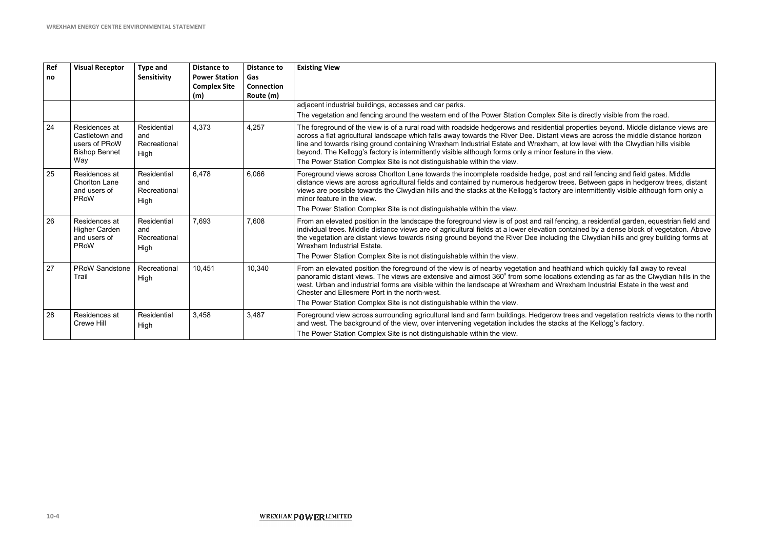| Ref no | Visual Receptor | Type and Sensitivity | Distance to Power Station Complex Site (m) | Distance to Gas Connection Route (m) | Existing View |
|---|---|---|---|---|---|
| | | | | | adjacent industrial buildings, accesses and car parks.<br>The vegetation and fencing around the western end of the Power Station Complex Site is directly visible from the road. |
| 24 | Residences at Castletown and users of PRoW Bishop Bennet Way | Residential and Recreational High | 4,373 | 4,257 | The foreground of the view is of a rural road with roadside hedgerows and residential properties beyond. Middle distance views are across a flat agricultural landscape which falls away towards the River Dee. Distant views are across the middle distance horizon line and towards rising ground containing Wrexham Industrial Estate and Wrexham, at low level with the Clwydian hills visible beyond. The Kellogg's factory is intermittently visible although forms only a minor feature in the view.<br>The Power Station Complex Site is not distinguishable within the view. |
| 25 | Residences at Chorlton Lane and users of PRoW | Residential and Recreational High | 6,478 | 6,066 | Foreground views across Chorlton Lane towards the incomplete roadside hedge, post and rail fencing and field gates. Middle distance views are across agricultural fields and contained by numerous hedgerow trees. Between gaps in hedgerow trees, distant views are possible towards the Clwydian hills and the stacks at the Kellogg's factory are intermittently visible although form only a minor feature in the view.<br>The Power Station Complex Site is not distinguishable within the view. |
| 26 | Residences at Higher Carden and users of PRoW | Residential and Recreational High | 7,693 | 7,608 | From an elevated position in the landscape the foreground view is of post and rail fencing, a residential garden, equestrian field and individual trees. Middle distance views are of agricultural fields at a lower elevation contained by a dense block of vegetation. Above the vegetation are distant views towards rising ground beyond the River Dee including the Clwydian hills and grey building forms at Wrexham Industrial Estate.<br>The Power Station Complex Site is not distinguishable within the view. |
| 27 | PRoW Sandstone Trail | Recreational High | 10,451 | 10,340 | From an elevated position the foreground of the view is of nearby vegetation and heathland which quickly fall away to reveal panoramic distant views. The views are extensive and almost 360° from some locations extending as far as the Clwydian hills in the west. Urban and industrial forms are visible within the landscape at Wrexham and Wrexham Industrial Estate in the west and Chester and Ellesmere Port in the north-west.<br>The Power Station Complex Site is not distinguishable within the view. |
| 28 | Residences at Crewe Hill | Residential High | 3,458 | 3,487 | Foreground view across surrounding agricultural land and farm buildings. Hedgerow trees and vegetation restricts views to the north and west. The background of the view, over intervening vegetation includes the stacks at the Kellogg's factory.<br>The Power Station Complex Site is not distinguishable within the view. |